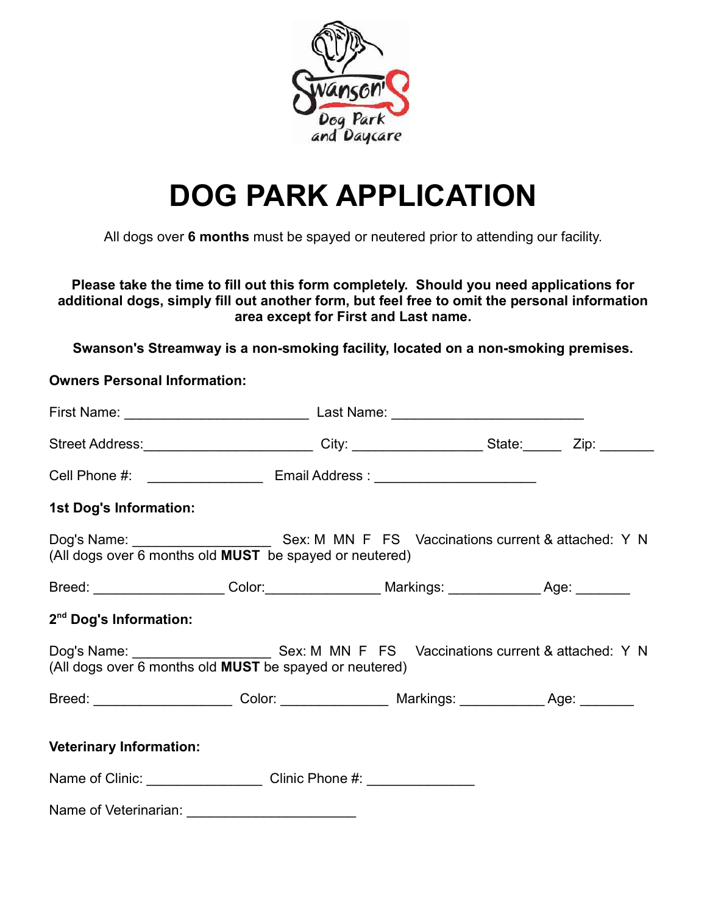Swanson's Dog Park and Daycare

# DOG PARK APPLICATION

All dogs over **6 months** must be spayed or neutered prior to attending our facility.

**Please take the time to fill out this form completely. Should you need applications for additional dogs, simply fill out another form, but feel free to omit the personal information area except for First and Last name.**

**Swanson's Streamway is a non-smoking facility, located on a non-smoking premises.**

**Owners Personal Information:**

First Name: ________________________ Last Name: _________________________

Street Address:______________________ City: _________________ State:_____ Zip: _______

Cell Phone #: _______________ Email Address : _____________________

**1st Dog's Information:**

Dog's Name: __________________ Sex: M MN F FS Vaccinations current & attached: Y N
(All dogs over 6 months old **MUST** be spayed or neutered)

Breed: _________________ Color:_______________ Markings: ____________ Age: _______

**2nd Dog's Information:**

Dog's Name: __________________ Sex: M MN F FS Vaccinations current & attached: Y N
(All dogs over 6 months old **MUST** be spayed or neutered)

Breed: __________________ Color: ______________ Markings: ___________ Age: _______

**Veterinary Information:**

Name of Clinic: _______________ Clinic Phone #: ______________

Name of Veterinarian: ______________________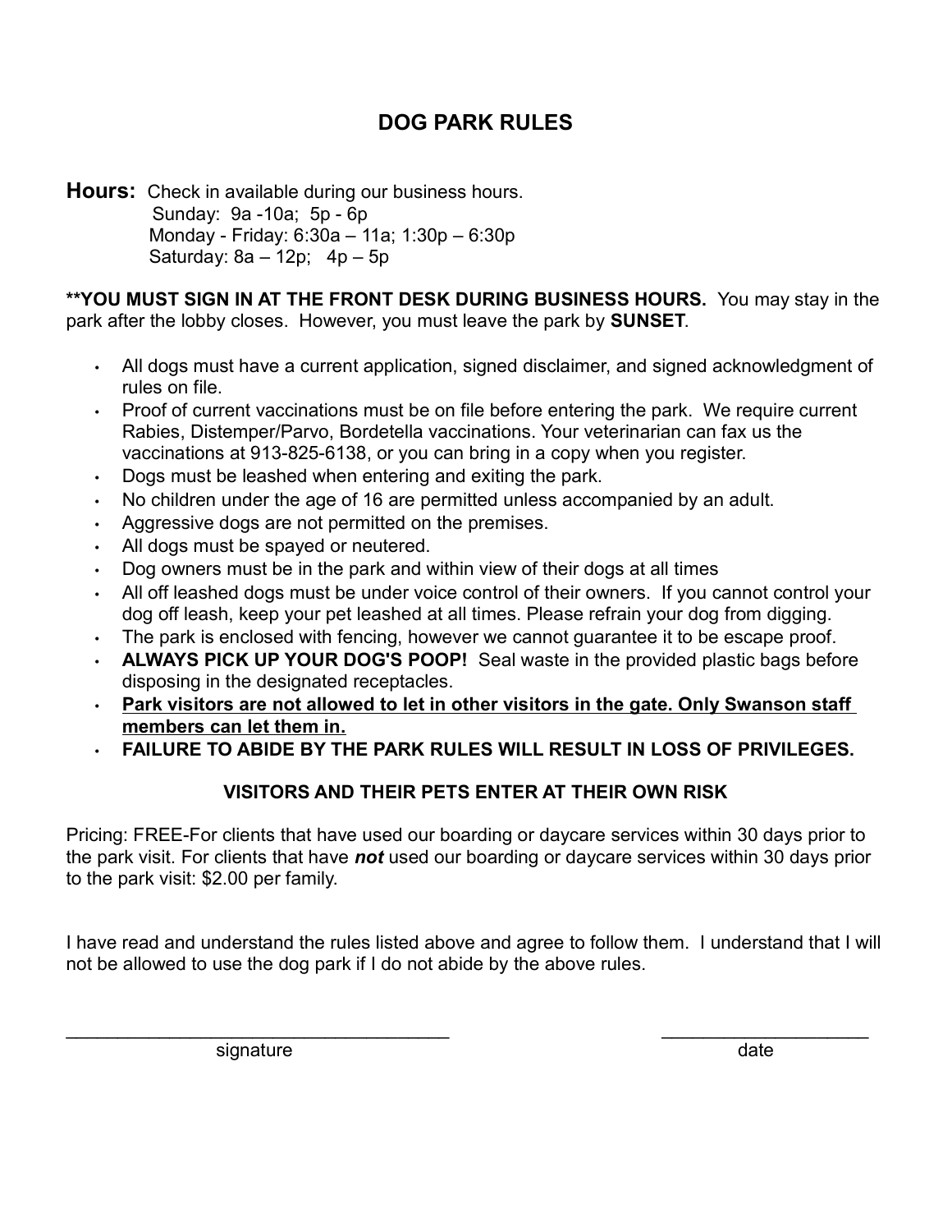# DOG PARK RULES

**Hours:** Check in available during our business hours.
Sunday: 9a -10a; 5p - 6p
Monday - Friday: 6:30a – 11a; 1:30p – 6:30p
Saturday: 8a – 12p; 4p – 5p

****YOU MUST SIGN IN AT THE FRONT DESK DURING BUSINESS HOURS.** You may stay in the park after the lobby closes. However, you must leave the park by **SUNSET**.

- All dogs must have a current application, signed disclaimer, and signed acknowledgment of rules on file.
- Proof of current vaccinations must be on file before entering the park. We require current Rabies, Distemper/Parvo, Bordetella vaccinations. Your veterinarian can fax us the vaccinations at 913-825-6138, or you can bring in a copy when you register.
- Dogs must be leashed when entering and exiting the park.
- No children under the age of 16 are permitted unless accompanied by an adult.
- Aggressive dogs are not permitted on the premises.
- All dogs must be spayed or neutered.
- Dog owners must be in the park and within view of their dogs at all times
- All off leashed dogs must be under voice control of their owners. If you cannot control your dog off leash, keep your pet leashed at all times. Please refrain your dog from digging.
- The park is enclosed with fencing, however we cannot guarantee it to be escape proof.
- **ALWAYS PICK UP YOUR DOG'S POOP!** Seal waste in the provided plastic bags before disposing in the designated receptacles.
- **Park visitors are not allowed to let in other visitors in the gate. Only Swanson staff members can let them in.**
- **FAILURE TO ABIDE BY THE PARK RULES WILL RESULT IN LOSS OF PRIVILEGES.**

**VISITORS AND THEIR PETS ENTER AT THEIR OWN RISK**

Pricing: FREE-For clients that have used our boarding or daycare services within 30 days prior to the park visit. For clients that have ***not*** used our boarding or daycare services within 30 days prior to the park visit: $2.00 per family.

I have read and understand the rules listed above and agree to follow them. I understand that I will not be allowed to use the dog park if I do not abide by the above rules.

_____________________________________ signature

____________________ date